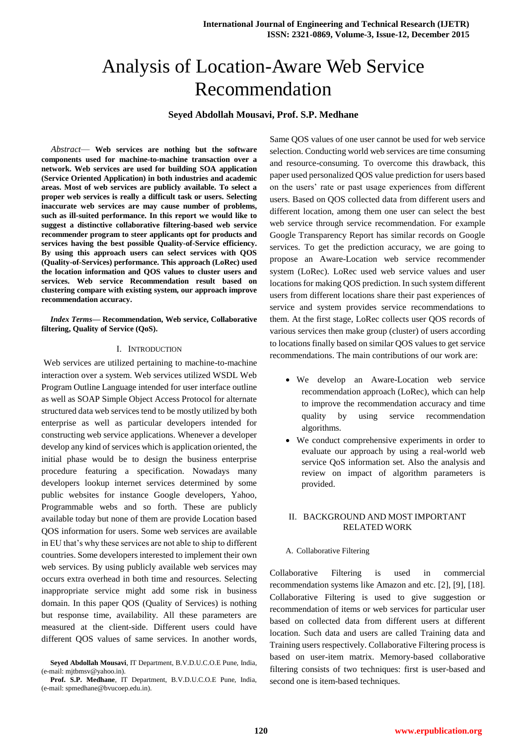# Analysis of Location-Aware Web Service Recommendation

**Seyed Abdollah Mousavi, Prof. S.P. Medhane**

*Abstract*— **Web services are nothing but the software components used for machine-to-machine transaction over a network. Web services are used for building SOA application (Service Oriented Application) in both industries and academic areas. Most of web services are publicly available. To select a proper web services is really a difficult task or users. Selecting inaccurate web services are may cause number of problems, such as ill-suited performance. In this report we would like to suggest a distinctive collaborative filtering-based web service recommender program to steer applicants opt for products and services having the best possible Quality-of-Service efficiency. By using this approach users can select services with QOS (Quality-of-Services) performance. This approach (LoRec) used the location information and QOS values to cluster users and services. Web service Recommendation result based on clustering compare with existing system, our approach improve recommendation accuracy.**

*Index Terms*— **Recommendation, Web service, Collaborative filtering, Quality of Service (QoS).**

## I. Introduction

Web services are utilized pertaining to machine-to-machine interaction over a system. Web services utilized WSDL Web Program Outline Language intended for user interface outline as well as SOAP Simple Object Access Protocol for alternate structured data web services tend to be mostly utilized by both enterprise as well as particular developers intended for constructing web service applications. Whenever a developer develop any kind of services which is application oriented, the initial phase would be to design the business enterprise procedure featuring a specification. Nowadays many developers lookup internet services determined by some public websites for instance Google developers, Yahoo, Programmable webs and so forth. These are publicly available today but none of them are provide Location based QOS information for users. Some web services are available in EU that's why these services are not able to ship to different countries. Some developers interested to implement their own web services. By using publicly available web services may occurs extra overhead in both time and resources. Selecting inappropriate service might add some risk in business domain. In this paper QOS (Quality of Services) is nothing but response time, availability. All these parameters are measured at the client-side. Different users could have different QOS values of same services. In another words, Same QOS values of one user cannot be used for web service selection. Conducting world web services are time consuming and resource-consuming. To overcome this drawback, this paper used personalized QOS value prediction for users based on the users' rate or past usage experiences from different users. Based on QOS collected data from different users and different location, among them one user can select the best web service through service recommendation. For example Google Transparency Report has similar records on Google services. To get the prediction accuracy, we are going to propose an Aware-Location web service recommender system (LoRec). LoRec used web service values and user locations for making QOS prediction. In such system different users from different locations share their past experiences of service and system provides service recommendations to them. At the first stage, LoRec collects user QOS records of various services then make group (cluster) of users according to locations finally based on similar QOS values to get service recommendations. The main contributions of our work are:

- We develop an Aware-Location web service recommendation approach (LoRec), which can help to improve the recommendation accuracy and time quality by using service recommendation algorithms.
- We conduct comprehensive experiments in order to evaluate our approach by using a real-world web service QoS information set. Also the analysis and review on impact of algorithm parameters is provided.

**Seyed Abdollah Mousavi**, IT Department, B.V.D.U.C.O.E Pune, India, (e-mail: mjtbmsv@yahoo.in).

**Prof. S.P. Medhane**, IT Department, B.V.D.U.C.O.E Pune, India, (e-mail: spmedhane@bvucoep.edu.in).

## II. Background and Most Important Related Work

### A. Collaborative Filtering

Collaborative Filtering is used in commercial recommendation systems like Amazon and etc. [2], [9], [18]. Collaborative Filtering is used to give suggestion or recommendation of items or web services for particular user based on collected data from different users at different location. Such data and users are called Training data and Training users respectively. Collaborative Filtering process is based on user-item matrix. Memory-based collaborative filtering consists of two techniques: first is user-based and second one is item-based techniques.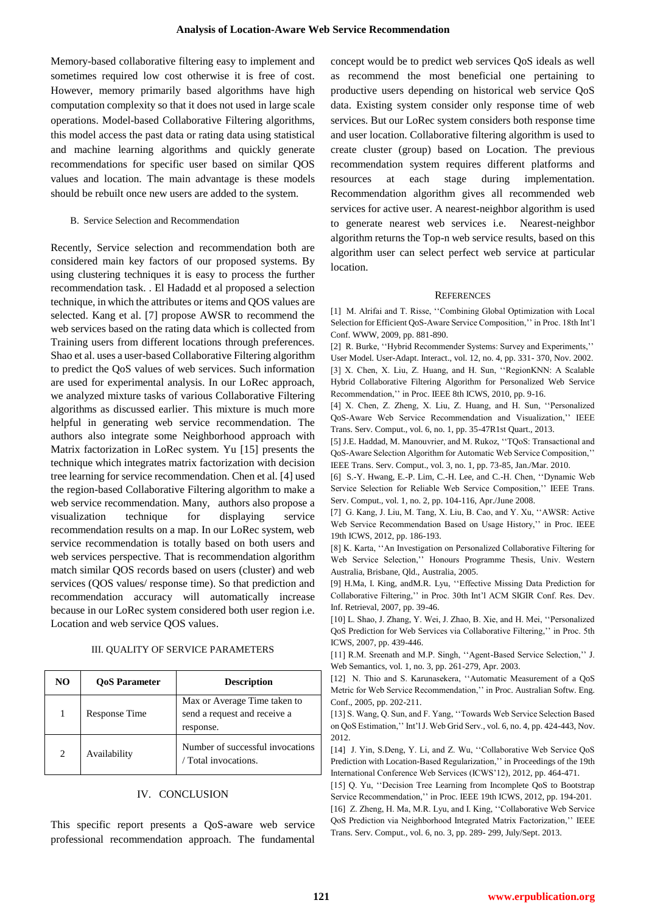Memory-based collaborative filtering easy to implement and sometimes required low cost otherwise it is free of cost. However, memory primarily based algorithms have high computation complexity so that it does not used in large scale operations. Model-based Collaborative Filtering algorithms, this model access the past data or rating data using statistical and machine learning algorithms and quickly generate recommendations for specific user based on similar QOS values and location. The main advantage is these models should be rebuilt once new users are added to the system.

### B. Service Selection and Recommendation

Recently, Service selection and recommendation both are considered main key factors of our proposed systems. By using clustering techniques it is easy to process the further recommendation task. . El Hadadd et al proposed a selection technique, in which the attributes or items and QOS values are selected. Kang et al. [7] propose AWSR to recommend the web services based on the rating data which is collected from Training users from different locations through preferences. Shao et al. uses a user-based Collaborative Filtering algorithm to predict the QoS values of web services. Such information are used for experimental analysis. In our LoRec approach, we analyzed mixture tasks of various Collaborative Filtering algorithms as discussed earlier. This mixture is much more helpful in generating web service recommendation. The authors also integrate some Neighborhood approach with Matrix factorization in LoRec system. Yu [15] presents the technique which integrates matrix factorization with decision tree learning for service recommendation. Chen et al. [4] used the region-based Collaborative Filtering algorithm to make a web service recommendation. Many, authors also propose a visualization technique for displaying service recommendation results on a map. In our LoRec system, web service recommendation is totally based on both users and web services perspective. That is recommendation algorithm match similar QOS records based on users (cluster) and web services (QOS values/ response time). So that prediction and recommendation accuracy will automatically increase because in our LoRec system considered both user region i.e. Location and web service QOS values.

## III. QUALITY OF SERVICE PARAMETERS

| NO | QoS Parameter | Description |
|---|---|---|
| 1 | Response Time | Max or Average Time taken to send a request and receive a response. |
| 2 | Availability | Number of successful invocations / Total invocations. |

## IV. CONCLUSION

This specific report presents a QoS-aware web service professional recommendation approach. The fundamental concept would be to predict web services QoS ideals as well as recommend the most beneficial one pertaining to productive users depending on historical web service QoS data. Existing system consider only response time of web services. But our LoRec system considers both response time and user location. Collaborative filtering algorithm is used to create cluster (group) based on Location. The previous recommendation system requires different platforms and resources at each stage during implementation. Recommendation algorithm gives all recommended web services for active user. A nearest-neighbor algorithm is used to generate nearest web services i.e. Nearest-neighbor algorithm returns the Top-n web service results, based on this algorithm user can select perfect web service at particular location.

## REFERENCES

[1] M. Alrifai and T. Risse, ''Combining Global Optimization with Local Selection for Efficient QoS-Aware Service Composition,'' in Proc. 18th Int'l Conf. WWW, 2009, pp. 881-890.

[2] R. Burke, ''Hybrid Recommender Systems: Survey and Experiments,'' User Model. User-Adapt. Interact., vol. 12, no. 4, pp. 331- 370, Nov. 2002.

[3] X. Chen, X. Liu, Z. Huang, and H. Sun, ''RegionKNN: A Scalable Hybrid Collaborative Filtering Algorithm for Personalized Web Service Recommendation,'' in Proc. IEEE 8th ICWS, 2010, pp. 9-16.

[4] X. Chen, Z. Zheng, X. Liu, Z. Huang, and H. Sun, ''Personalized QoS-Aware Web Service Recommendation and Visualization,'' IEEE Trans. Serv. Comput., vol. 6, no. 1, pp. 35-47R1st Quart., 2013.

[5] J.E. Haddad, M. Manouvrier, and M. Rukoz, ''TQoS: Transactional and QoS-Aware Selection Algorithm for Automatic Web Service Composition,'' IEEE Trans. Serv. Comput., vol. 3, no. 1, pp. 73-85, Jan./Mar. 2010.

[6] S.-Y. Hwang, E.-P. Lim, C.-H. Lee, and C.-H. Chen, ''Dynamic Web Service Selection for Reliable Web Service Composition,'' IEEE Trans. Serv. Comput., vol. 1, no. 2, pp. 104-116, Apr./June 2008.

[7] G. Kang, J. Liu, M. Tang, X. Liu, B. Cao, and Y. Xu, ''AWSR: Active Web Service Recommendation Based on Usage History,'' in Proc. IEEE 19th ICWS, 2012, pp. 186-193.

[8] K. Karta, ''An Investigation on Personalized Collaborative Filtering for Web Service Selection,'' Honours Programme Thesis, Univ. Western Australia, Brisbane, Qld., Australia, 2005.

[9] H.Ma, I. King, andM.R. Lyu, ''Effective Missing Data Prediction for Collaborative Filtering,'' in Proc. 30th Int'l ACM SIGIR Conf. Res. Dev. Inf. Retrieval, 2007, pp. 39-46.

[10] L. Shao, J. Zhang, Y. Wei, J. Zhao, B. Xie, and H. Mei, ''Personalized QoS Prediction for Web Services via Collaborative Filtering,'' in Proc. 5th ICWS, 2007, pp. 439-446.

[11] R.M. Sreenath and M.P. Singh, ''Agent-Based Service Selection,'' J. Web Semantics, vol. 1, no. 3, pp. 261-279, Apr. 2003.

[12] N. Thio and S. Karunasekera, ''Automatic Measurement of a QoS Metric for Web Service Recommendation,'' in Proc. Australian Softw. Eng. Conf., 2005, pp. 202-211.

[13] S. Wang, Q. Sun, and F. Yang, ''Towards Web Service Selection Based on QoS Estimation,'' Int'l J. Web Grid Serv., vol. 6, no. 4, pp. 424-443, Nov. 2012.

[14] J. Yin, S.Deng, Y. Li, and Z. Wu, ''Collaborative Web Service QoS Prediction with Location-Based Regularization,'' in Proceedings of the 19th International Conference Web Services (ICWS'12), 2012, pp. 464-471.

[15] Q. Yu, ''Decision Tree Learning from Incomplete QoS to Bootstrap Service Recommendation,'' in Proc. IEEE 19th ICWS, 2012, pp. 194-201.

[16] Z. Zheng, H. Ma, M.R. Lyu, and I. King, ''Collaborative Web Service QoS Prediction via Neighborhood Integrated Matrix Factorization,'' IEEE Trans. Serv. Comput., vol. 6, no. 3, pp. 289- 299, July/Sept. 2013.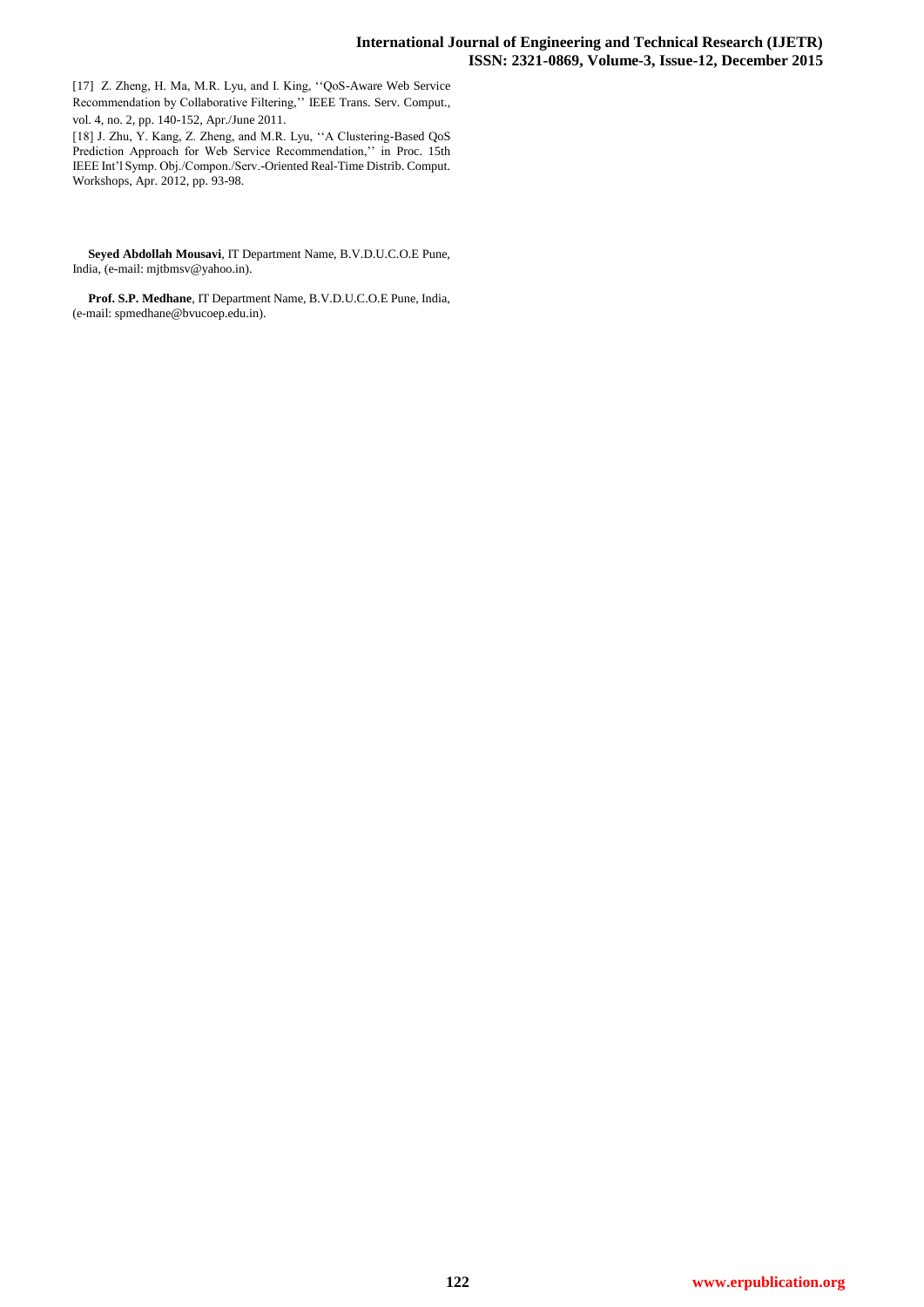[17] Z. Zheng, H. Ma, M.R. Lyu, and I. King, ''QoS-Aware Web Service Recommendation by Collaborative Filtering,'' IEEE Trans. Serv. Comput., vol. 4, no. 2, pp. 140-152, Apr./June 2011.

[18] J. Zhu, Y. Kang, Z. Zheng, and M.R. Lyu, ''A Clustering-Based QoS Prediction Approach for Web Service Recommendation,'' in Proc. 15th IEEE Int'l Symp. Obj./Compon./Serv.-Oriented Real-Time Distrib. Comput. Workshops, Apr. 2012, pp. 93-98.

**Seyed Abdollah Mousavi**, IT Department Name, B.V.D.U.C.O.E Pune, India, (e-mail: mjtbmsv@yahoo.in).

**Prof. S.P. Medhane**, IT Department Name, B.V.D.U.C.O.E Pune, India, (e-mail: spmedhane@bvucoep.edu.in).